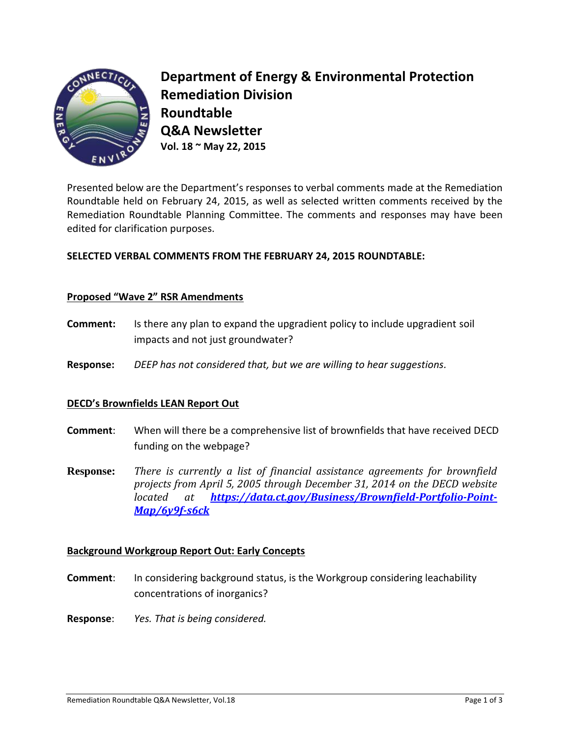# Department of Energy & Environmental Protection
## Remediation Division
## Roundtable
## Q&A Newsletter
**Vol. 18 ~ May 22, 2015**

Presented below are the Department's responses to verbal comments made at the Remediation Roundtable held on February 24, 2015, as well as selected written comments received by the Remediation Roundtable Planning Committee. The comments and responses may have been edited for clarification purposes.

**SELECTED VERBAL COMMENTS FROM THE FEBRUARY 24, 2015 ROUNDTABLE:**

**Proposed "Wave 2" RSR Amendments**

**Comment:** Is there any plan to expand the upgradient policy to include upgradient soil impacts and not just groundwater?

**Response:** *DEEP has not considered that, but we are willing to hear suggestions.*

**DECD's Brownfields LEAN Report Out**

**Comment**: When will there be a comprehensive list of brownfields that have received DECD funding on the webpage?

**Response:** *There is currently a list of financial assistance agreements for brownfield projects from April 5, 2005 through December 31, 2014 on the DECD website located at* ***https://data.ct.gov/Business/Brownfield-Portfolio-Point-Map/6y9f-s6ck***

**Background Workgroup Report Out: Early Concepts**

**Comment**: In considering background status, is the Workgroup considering leachability concentrations of inorganics?

**Response**: *Yes. That is being considered.*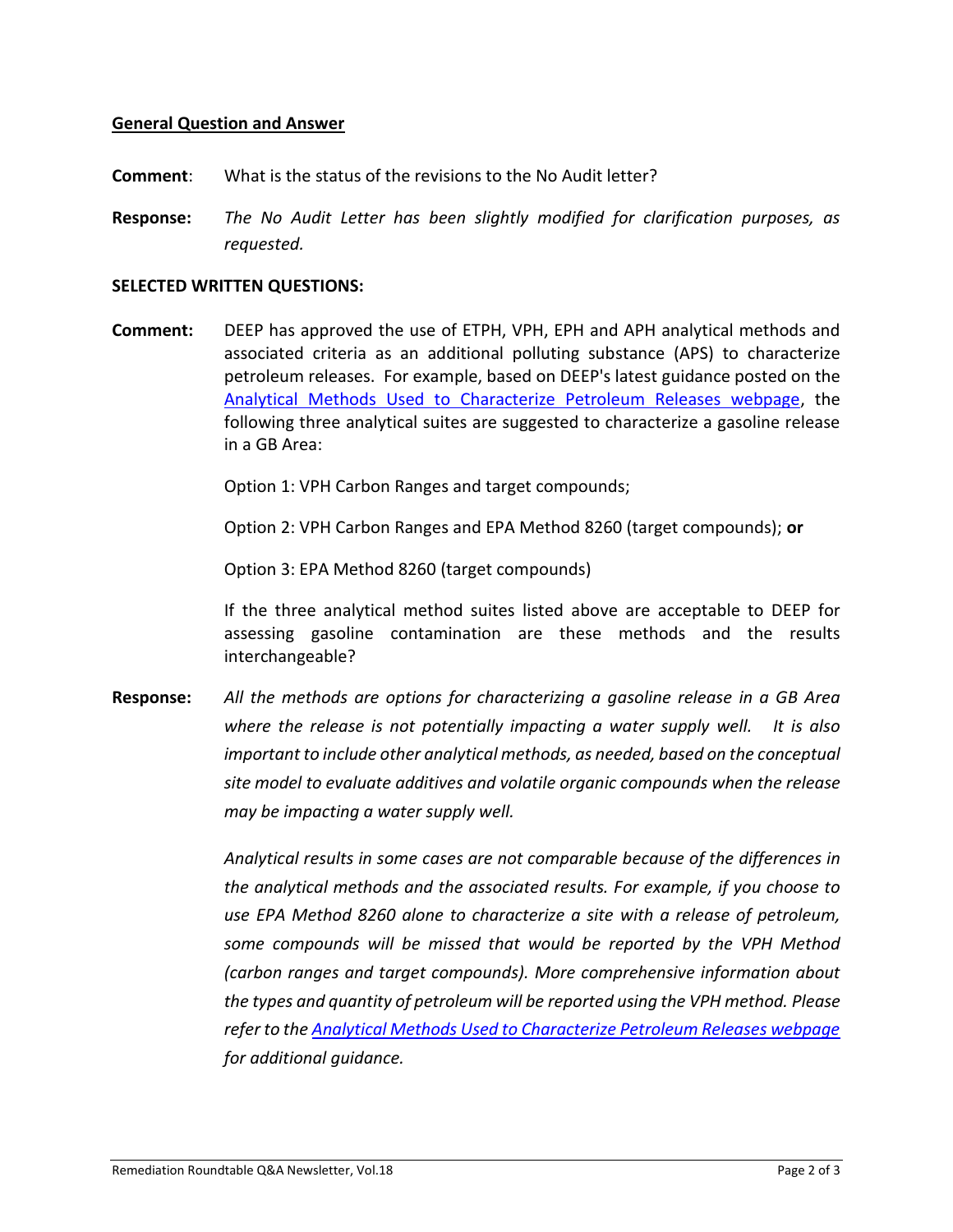## General Question and Answer

**Comment**: What is the status of the revisions to the No Audit letter?

**Response:** *The No Audit Letter has been slightly modified for clarification purposes, as requested.*

### SELECTED WRITTEN QUESTIONS:

**Comment:** DEEP has approved the use of ETPH, VPH, EPH and APH analytical methods and associated criteria as an additional polluting substance (APS) to characterize petroleum releases. For example, based on DEEP's latest guidance posted on the Analytical Methods Used to Characterize Petroleum Releases webpage, the following three analytical suites are suggested to characterize a gasoline release in a GB Area:

Option 1: VPH Carbon Ranges and target compounds;

Option 2: VPH Carbon Ranges and EPA Method 8260 (target compounds); **or**

Option 3: EPA Method 8260 (target compounds)

If the three analytical method suites listed above are acceptable to DEEP for assessing gasoline contamination are these methods and the results interchangeable?

**Response:** *All the methods are options for characterizing a gasoline release in a GB Area where the release is not potentially impacting a water supply well. It is also important to include other analytical methods, as needed, based on the conceptual site model to evaluate additives and volatile organic compounds when the release may be impacting a water supply well.*

*Analytical results in some cases are not comparable because of the differences in the analytical methods and the associated results. For example, if you choose to use EPA Method 8260 alone to characterize a site with a release of petroleum, some compounds will be missed that would be reported by the VPH Method (carbon ranges and target compounds). More comprehensive information about the types and quantity of petroleum will be reported using the VPH method. Please refer to the Analytical Methods Used to Characterize Petroleum Releases webpage for additional guidance.*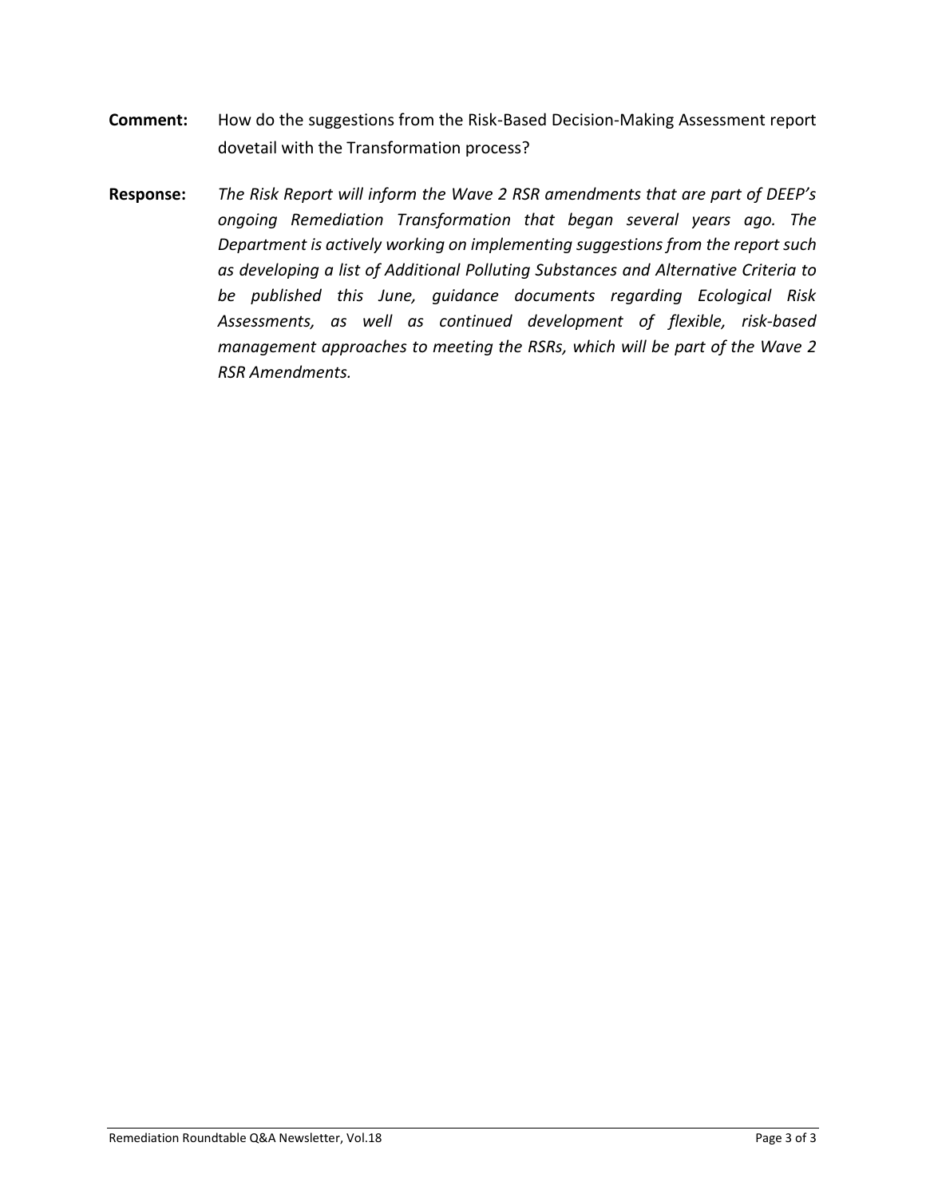**Comment:** How do the suggestions from the Risk-Based Decision-Making Assessment report dovetail with the Transformation process?

**Response:** *The Risk Report will inform the Wave 2 RSR amendments that are part of DEEP's ongoing Remediation Transformation that began several years ago. The Department is actively working on implementing suggestions from the report such as developing a list of Additional Polluting Substances and Alternative Criteria to be published this June, guidance documents regarding Ecological Risk Assessments, as well as continued development of flexible, risk-based management approaches to meeting the RSRs, which will be part of the Wave 2 RSR Amendments.*